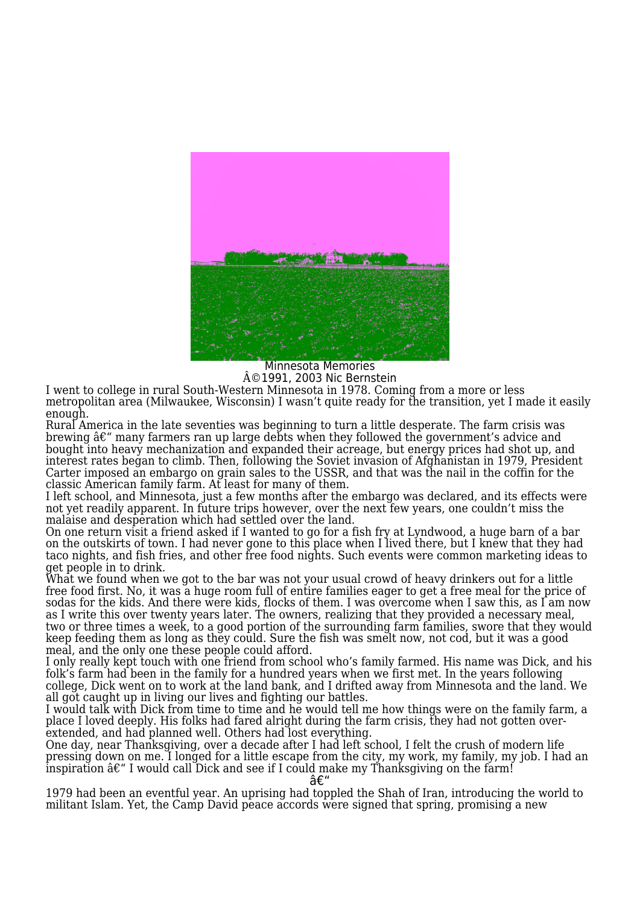Minnesota Memories
Â©1991, 2003 Nic Bernstein

I went to college in rural South-Western Minnesota in 1978. Coming from a more or less metropolitan area (Milwaukee, Wisconsin) I wasn't quite ready for the transition, yet I made it easily enough.

Rural America in the late seventies was beginning to turn a little desperate. The farm crisis was brewing â€" many farmers ran up large debts when they followed the government's advice and bought into heavy mechanization and expanded their acreage, but energy prices had shot up, and interest rates began to climb. Then, following the Soviet invasion of Afghanistan in 1979, President Carter imposed an embargo on grain sales to the USSR, and that was the nail in the coffin for the classic American family farm. At least for many of them.

I left school, and Minnesota, just a few months after the embargo was declared, and its effects were not yet readily apparent. In future trips however, over the next few years, one couldn't miss the malaise and desperation which had settled over the land.

On one return visit a friend asked if I wanted to go for a fish fry at Lyndwood, a huge barn of a bar on the outskirts of town. I had never gone to this place when I lived there, but I knew that they had taco nights, and fish fries, and other free food nights. Such events were common marketing ideas to get people in to drink.

What we found when we got to the bar was not your usual crowd of heavy drinkers out for a little free food first. No, it was a huge room full of entire families eager to get a free meal for the price of sodas for the kids. And there were kids, flocks of them. I was overcome when I saw this, as I am now as I write this over twenty years later. The owners, realizing that they provided a necessary meal, two or three times a week, to a good portion of the surrounding farm families, swore that they would keep feeding them as long as they could. Sure the fish was smelt now, not cod, but it was a good meal, and the only one these people could afford.

I only really kept touch with one friend from school who's family farmed. His name was Dick, and his folk's farm had been in the family for a hundred years when we first met. In the years following college, Dick went on to work at the land bank, and I drifted away from Minnesota and the land. We all got caught up in living our lives and fighting our battles.

I would talk with Dick from time to time and he would tell me how things were on the family farm, a place I loved deeply. His folks had fared alright during the farm crisis, they had not gotten over-extended, and had planned well. Others had lost everything.

One day, near Thanksgiving, over a decade after I had left school, I felt the crush of modern life pressing down on me. I longed for a little escape from the city, my work, my family, my job. I had an inspiration â€" I would call Dick and see if I could make my Thanksgiving on the farm!

â€"

1979 had been an eventful year. An uprising had toppled the Shah of Iran, introducing the world to militant Islam. Yet, the Camp David peace accords were signed that spring, promising a new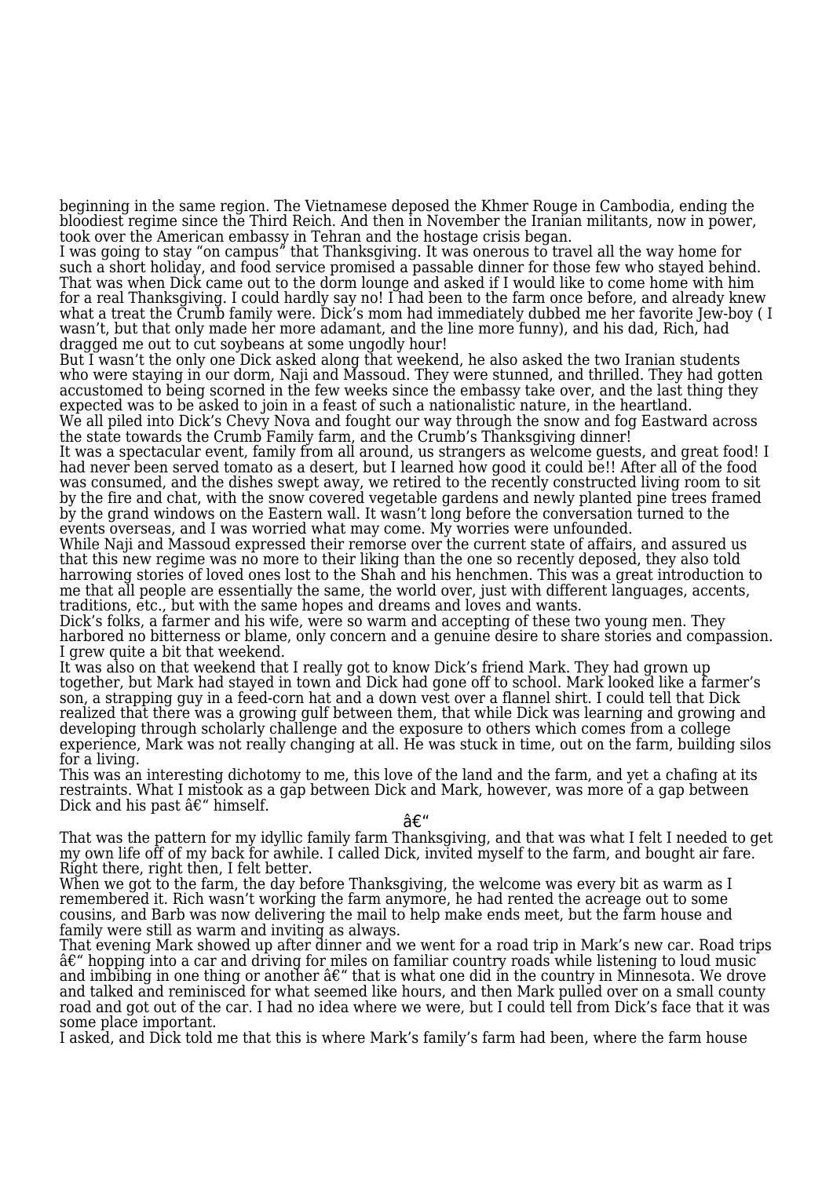beginning in the same region. The Vietnamese deposed the Khmer Rouge in Cambodia, ending the bloodiest regime since the Third Reich. And then in November the Iranian militants, now in power, took over the American embassy in Tehran and the hostage crisis began.

I was going to stay “on campus” that Thanksgiving. It was onerous to travel all the way home for such a short holiday, and food service promised a passable dinner for those few who stayed behind. That was when Dick came out to the dorm lounge and asked if I would like to come home with him for a real Thanksgiving. I could hardly say no! I had been to the farm once before, and already knew what a treat the Crumb family were. Dick’s mom had immediately dubbed me her favorite Jew-boy ( I wasn’t, but that only made her more adamant, and the line more funny), and his dad, Rich, had dragged me out to cut soybeans at some ungodly hour!

But I wasn’t the only one Dick asked along that weekend, he also asked the two Iranian students who were staying in our dorm, Naji and Massoud. They were stunned, and thrilled. They had gotten accustomed to being scorned in the few weeks since the embassy take over, and the last thing they expected was to be asked to join in a feast of such a nationalistic nature, in the heartland.

We all piled into Dick’s Chevy Nova and fought our way through the snow and fog Eastward across the state towards the Crumb Family farm, and the Crumb’s Thanksgiving dinner!

It was a spectacular event, family from all around, us strangers as welcome guests, and great food! I had never been served tomato as a desert, but I learned how good it could be!! After all of the food was consumed, and the dishes swept away, we retired to the recently constructed living room to sit by the fire and chat, with the snow covered vegetable gardens and newly planted pine trees framed by the grand windows on the Eastern wall. It wasn’t long before the conversation turned to the events overseas, and I was worried what may come. My worries were unfounded.

While Naji and Massoud expressed their remorse over the current state of affairs, and assured us that this new regime was no more to their liking than the one so recently deposed, they also told harrowing stories of loved ones lost to the Shah and his henchmen. This was a great introduction to me that all people are essentially the same, the world over, just with different languages, accents, traditions, etc., but with the same hopes and dreams and loves and wants.

Dick’s folks, a farmer and his wife, were so warm and accepting of these two young men. They harbored no bitterness or blame, only concern and a genuine desire to share stories and compassion. I grew quite a bit that weekend.

It was also on that weekend that I really got to know Dick’s friend Mark. They had grown up together, but Mark had stayed in town and Dick had gone off to school. Mark looked like a farmer’s son, a strapping guy in a feed-corn hat and a down vest over a flannel shirt. I could tell that Dick realized that there was a growing gulf between them, that while Dick was learning and growing and developing through scholarly challenge and the exposure to others which comes from a college experience, Mark was not really changing at all. He was stuck in time, out on the farm, building silos for a living.

This was an interesting dichotomy to me, this love of the land and the farm, and yet a chafing at its restraints. What I mistook as a gap between Dick and Mark, however, was more of a gap between Dick and his past â€“ himself.

â€“

That was the pattern for my idyllic family farm Thanksgiving, and that was what I felt I needed to get my own life off of my back for awhile. I called Dick, invited myself to the farm, and bought air fare. Right there, right then, I felt better.

When we got to the farm, the day before Thanksgiving, the welcome was every bit as warm as I remembered it. Rich wasn’t working the farm anymore, he had rented the acreage out to some cousins, and Barb was now delivering the mail to help make ends meet, but the farm house and family were still as warm and inviting as always.

That evening Mark showed up after dinner and we went for a road trip in Mark’s new car. Road trips â€“ hopping into a car and driving for miles on familiar country roads while listening to loud music and imbibing in one thing or another â€“ that is what one did in the country in Minnesota. We drove and talked and reminisced for what seemed like hours, and then Mark pulled over on a small county road and got out of the car. I had no idea where we were, but I could tell from Dick’s face that it was some place important.

I asked, and Dick told me that this is where Mark’s family’s farm had been, where the farm house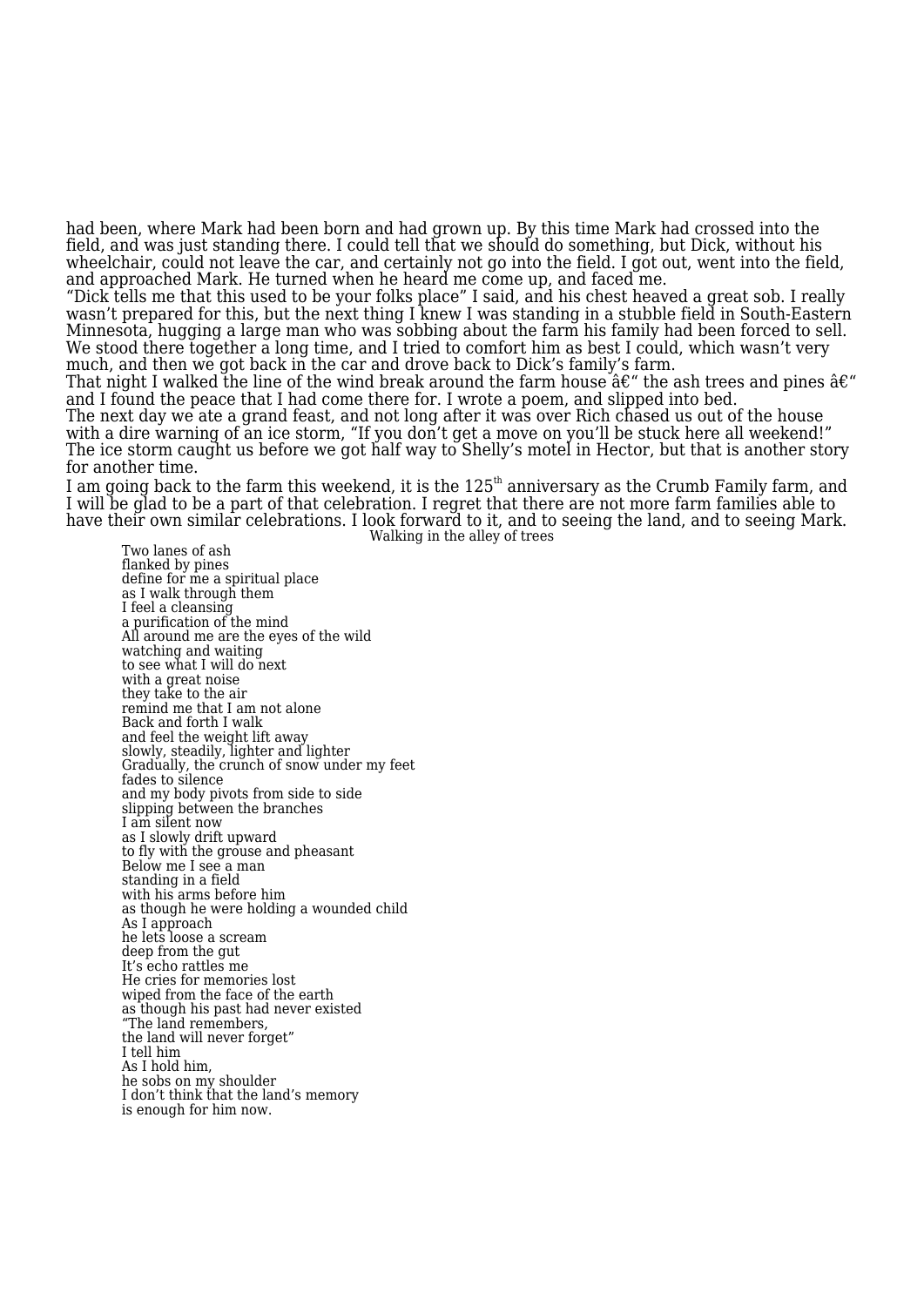had been, where Mark had been born and had grown up. By this time Mark had crossed into the field, and was just standing there. I could tell that we should do something, but Dick, without his wheelchair, could not leave the car, and certainly not go into the field. I got out, went into the field, and approached Mark. He turned when he heard me come up, and faced me.

“Dick tells me that this used to be your folks place” I said, and his chest heaved a great sob. I really wasn’t prepared for this, but the next thing I knew I was standing in a stubble field in South-Eastern Minnesota, hugging a large man who was sobbing about the farm his family had been forced to sell. We stood there together a long time, and I tried to comfort him as best I could, which wasn’t very much, and then we got back in the car and drove back to Dick’s family’s farm.

That night I walked the line of the wind break around the farm house â€“ the ash trees and pines â€“ and I found the peace that I had come there for. I wrote a poem, and slipped into bed.

The next day we ate a grand feast, and not long after it was over Rich chased us out of the house with a dire warning of an ice storm, “If you don’t get a move on you’ll be stuck here all weekend!” The ice storm caught us before we got half way to Shelly’s motel in Hector, but that is another story for another time.

I am going back to the farm this weekend, it is the 125th anniversary as the Crumb Family farm, and I will be glad to be a part of that celebration. I regret that there are not more farm families able to have their own similar celebrations. I look forward to it, and to seeing the land, and to seeing Mark.

Walking in the alley of trees

Two lanes of ash
flanked by pines
define for me a spiritual place
as I walk through them
I feel a cleansing
a purification of the mind
All around me are the eyes of the wild
watching and waiting
to see what I will do next
with a great noise
they take to the air
remind me that I am not alone
Back and forth I walk
and feel the weight lift away
slowly, steadily, lighter and lighter
Gradually, the crunch of snow under my feet
fades to silence
and my body pivots from side to side
slipping between the branches
I am silent now
as I slowly drift upward
to fly with the grouse and pheasant
Below me I see a man
standing in a field
with his arms before him
as though he were holding a wounded child
As I approach
he lets loose a scream
deep from the gut
It’s echo rattles me
He cries for memories lost
wiped from the face of the earth
as though his past had never existed
“The land remembers,
the land will never forget”
I tell him
As I hold him,
he sobs on my shoulder
I don’t think that the land’s memory
is enough for him now.